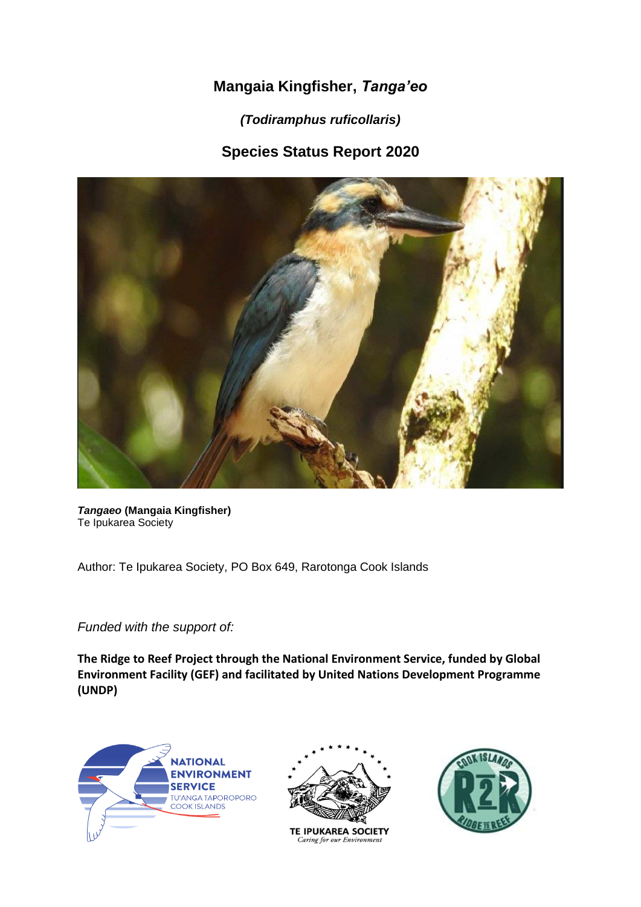# Mangaia Kingfisher, *Tanga'eo*

### *(Todiramphus ruficollaris)*

## Species Status Report 2020

***Tangaeo*** **(Mangaia Kingfisher)**
Te Ipukarea Society

Author: Te Ipukarea Society, PO Box 649, Rarotonga Cook Islands

*Funded with the support of:*

**The Ridge to Reef Project through the National Environment Service, funded by Global Environment Facility (GEF) and facilitated by United Nations Development Programme (UNDP)**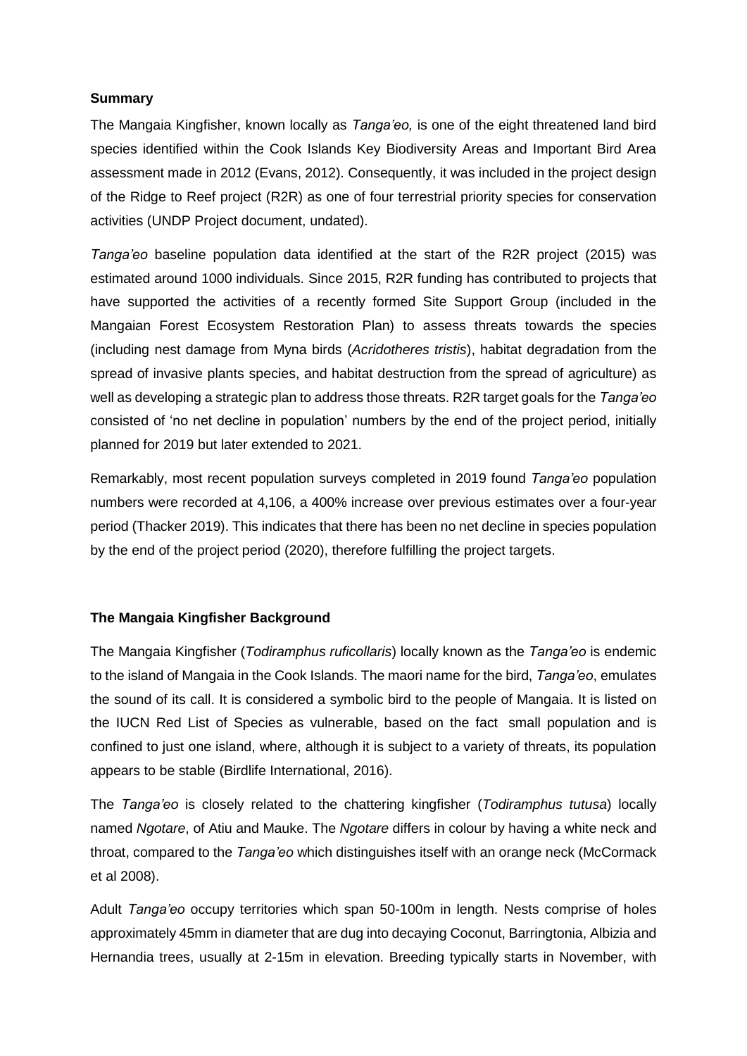**Summary**

The Mangaia Kingfisher, known locally as *Tanga'eo,* is one of the eight threatened land bird species identified within the Cook Islands Key Biodiversity Areas and Important Bird Area assessment made in 2012 (Evans, 2012). Consequently, it was included in the project design of the Ridge to Reef project (R2R) as one of four terrestrial priority species for conservation activities (UNDP Project document, undated).

*Tanga'eo* baseline population data identified at the start of the R2R project (2015) was estimated around 1000 individuals. Since 2015, R2R funding has contributed to projects that have supported the activities of a recently formed Site Support Group (included in the Mangaian Forest Ecosystem Restoration Plan) to assess threats towards the species (including nest damage from Myna birds (*Acridotheres tristis*), habitat degradation from the spread of invasive plants species, and habitat destruction from the spread of agriculture) as well as developing a strategic plan to address those threats. R2R target goals for the *Tanga'eo* consisted of 'no net decline in population' numbers by the end of the project period, initially planned for 2019 but later extended to 2021.

Remarkably, most recent population surveys completed in 2019 found *Tanga'eo* population numbers were recorded at 4,106, a 400% increase over previous estimates over a four-year period (Thacker 2019). This indicates that there has been no net decline in species population by the end of the project period (2020), therefore fulfilling the project targets.

**The Mangaia Kingfisher Background**

The Mangaia Kingfisher (*Todiramphus ruficollaris*) locally known as the *Tanga'eo* is endemic to the island of Mangaia in the Cook Islands. The maori name for the bird, *Tanga'eo*, emulates the sound of its call. It is considered a symbolic bird to the people of Mangaia. It is listed on the IUCN Red List of Species as vulnerable, based on the fact small population and is confined to just one island, where, although it is subject to a variety of threats, its population appears to be stable (Birdlife International, 2016).

The *Tanga'eo* is closely related to the chattering kingfisher (*Todiramphus tutusa*) locally named *Ngotare*, of Atiu and Mauke. The *Ngotare* differs in colour by having a white neck and throat, compared to the *Tanga'eo* which distinguishes itself with an orange neck (McCormack et al 2008).

Adult *Tanga'eo* occupy territories which span 50-100m in length. Nests comprise of holes approximately 45mm in diameter that are dug into decaying Coconut, Barringtonia, Albizia and Hernandia trees, usually at 2-15m in elevation. Breeding typically starts in November, with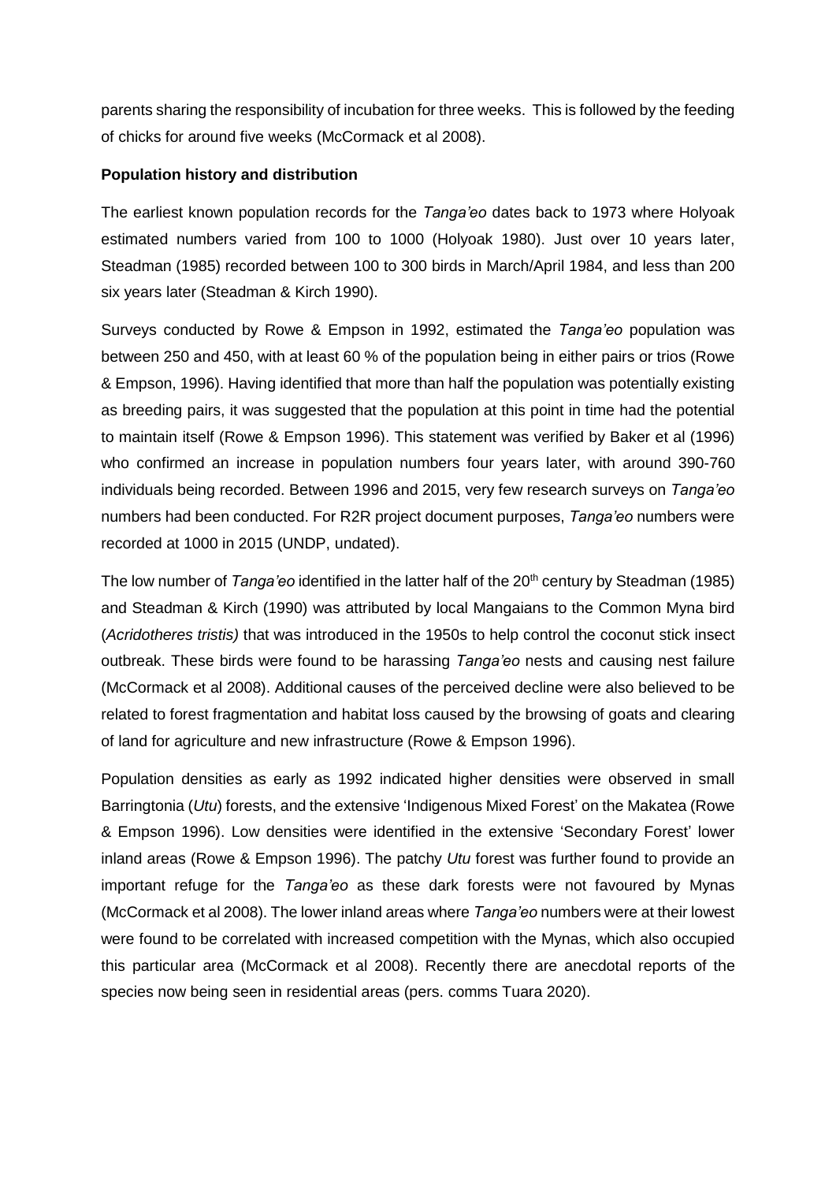parents sharing the responsibility of incubation for three weeks. This is followed by the feeding of chicks for around five weeks (McCormack et al 2008).

**Population history and distribution**

The earliest known population records for the *Tanga'eo* dates back to 1973 where Holyoak estimated numbers varied from 100 to 1000 (Holyoak 1980). Just over 10 years later, Steadman (1985) recorded between 100 to 300 birds in March/April 1984, and less than 200 six years later (Steadman & Kirch 1990).

Surveys conducted by Rowe & Empson in 1992, estimated the *Tanga'eo* population was between 250 and 450, with at least 60 % of the population being in either pairs or trios (Rowe & Empson, 1996). Having identified that more than half the population was potentially existing as breeding pairs, it was suggested that the population at this point in time had the potential to maintain itself (Rowe & Empson 1996). This statement was verified by Baker et al (1996) who confirmed an increase in population numbers four years later, with around 390-760 individuals being recorded. Between 1996 and 2015, very few research surveys on *Tanga'eo* numbers had been conducted. For R2R project document purposes, *Tanga'eo* numbers were recorded at 1000 in 2015 (UNDP, undated).

The low number of *Tanga'eo* identified in the latter half of the 20th century by Steadman (1985) and Steadman & Kirch (1990) was attributed by local Mangaians to the Common Myna bird (*Acridotheres tristis)* that was introduced in the 1950s to help control the coconut stick insect outbreak. These birds were found to be harassing *Tanga'eo* nests and causing nest failure (McCormack et al 2008). Additional causes of the perceived decline were also believed to be related to forest fragmentation and habitat loss caused by the browsing of goats and clearing of land for agriculture and new infrastructure (Rowe & Empson 1996).

Population densities as early as 1992 indicated higher densities were observed in small Barringtonia (*Utu*) forests, and the extensive 'Indigenous Mixed Forest' on the Makatea (Rowe & Empson 1996). Low densities were identified in the extensive 'Secondary Forest' lower inland areas (Rowe & Empson 1996). The patchy *Utu* forest was further found to provide an important refuge for the *Tanga'eo* as these dark forests were not favoured by Mynas (McCormack et al 2008). The lower inland areas where *Tanga'eo* numbers were at their lowest were found to be correlated with increased competition with the Mynas, which also occupied this particular area (McCormack et al 2008). Recently there are anecdotal reports of the species now being seen in residential areas (pers. comms Tuara 2020).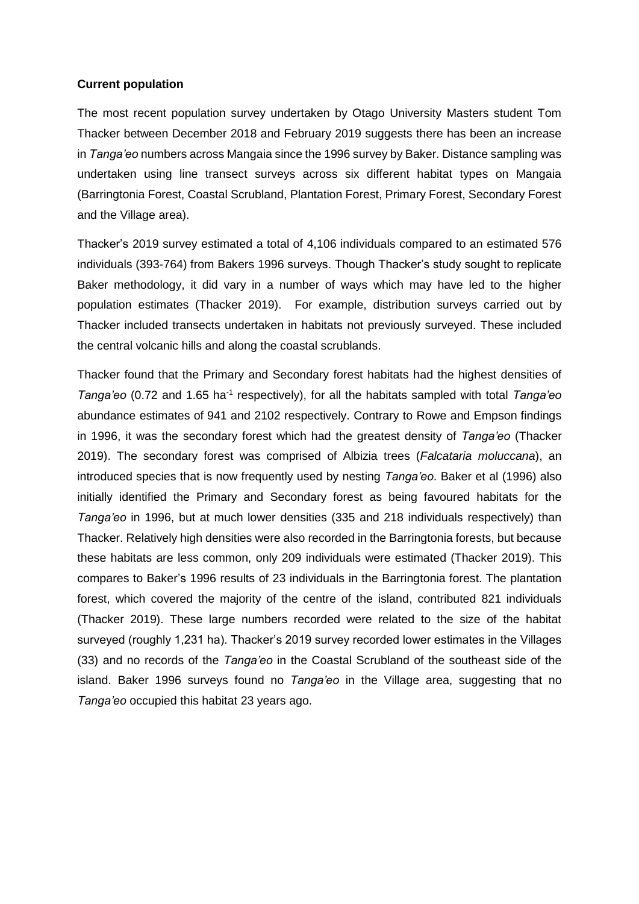**Current population**

The most recent population survey undertaken by Otago University Masters student Tom Thacker between December 2018 and February 2019 suggests there has been an increase in *Tanga'eo* numbers across Mangaia since the 1996 survey by Baker. Distance sampling was undertaken using line transect surveys across six different habitat types on Mangaia (Barringtonia Forest, Coastal Scrubland, Plantation Forest, Primary Forest, Secondary Forest and the Village area).

Thacker's 2019 survey estimated a total of 4,106 individuals compared to an estimated 576 individuals (393-764) from Bakers 1996 surveys. Though Thacker's study sought to replicate Baker methodology, it did vary in a number of ways which may have led to the higher population estimates (Thacker 2019). For example, distribution surveys carried out by Thacker included transects undertaken in habitats not previously surveyed. These included the central volcanic hills and along the coastal scrublands.

Thacker found that the Primary and Secondary forest habitats had the highest densities of *Tanga'eo* (0.72 and 1.65 $ha^{-1}$ respectively), for all the habitats sampled with total *Tanga'eo* abundance estimates of 941 and 2102 respectively. Contrary to Rowe and Empson findings in 1996, it was the secondary forest which had the greatest density of *Tanga'eo* (Thacker 2019). The secondary forest was comprised of Albizia trees (*Falcataria moluccana*), an introduced species that is now frequently used by nesting *Tanga'eo*. Baker et al (1996) also initially identified the Primary and Secondary forest as being favoured habitats for the *Tanga'eo* in 1996, but at much lower densities (335 and 218 individuals respectively) than Thacker. Relatively high densities were also recorded in the Barringtonia forests, but because these habitats are less common, only 209 individuals were estimated (Thacker 2019). This compares to Baker's 1996 results of 23 individuals in the Barringtonia forest. The plantation forest, which covered the majority of the centre of the island, contributed 821 individuals (Thacker 2019). These large numbers recorded were related to the size of the habitat surveyed (roughly 1,231 ha). Thacker's 2019 survey recorded lower estimates in the Villages (33) and no records of the *Tanga'eo* in the Coastal Scrubland of the southeast side of the island. Baker 1996 surveys found no *Tanga'eo* in the Village area, suggesting that no *Tanga'eo* occupied this habitat 23 years ago.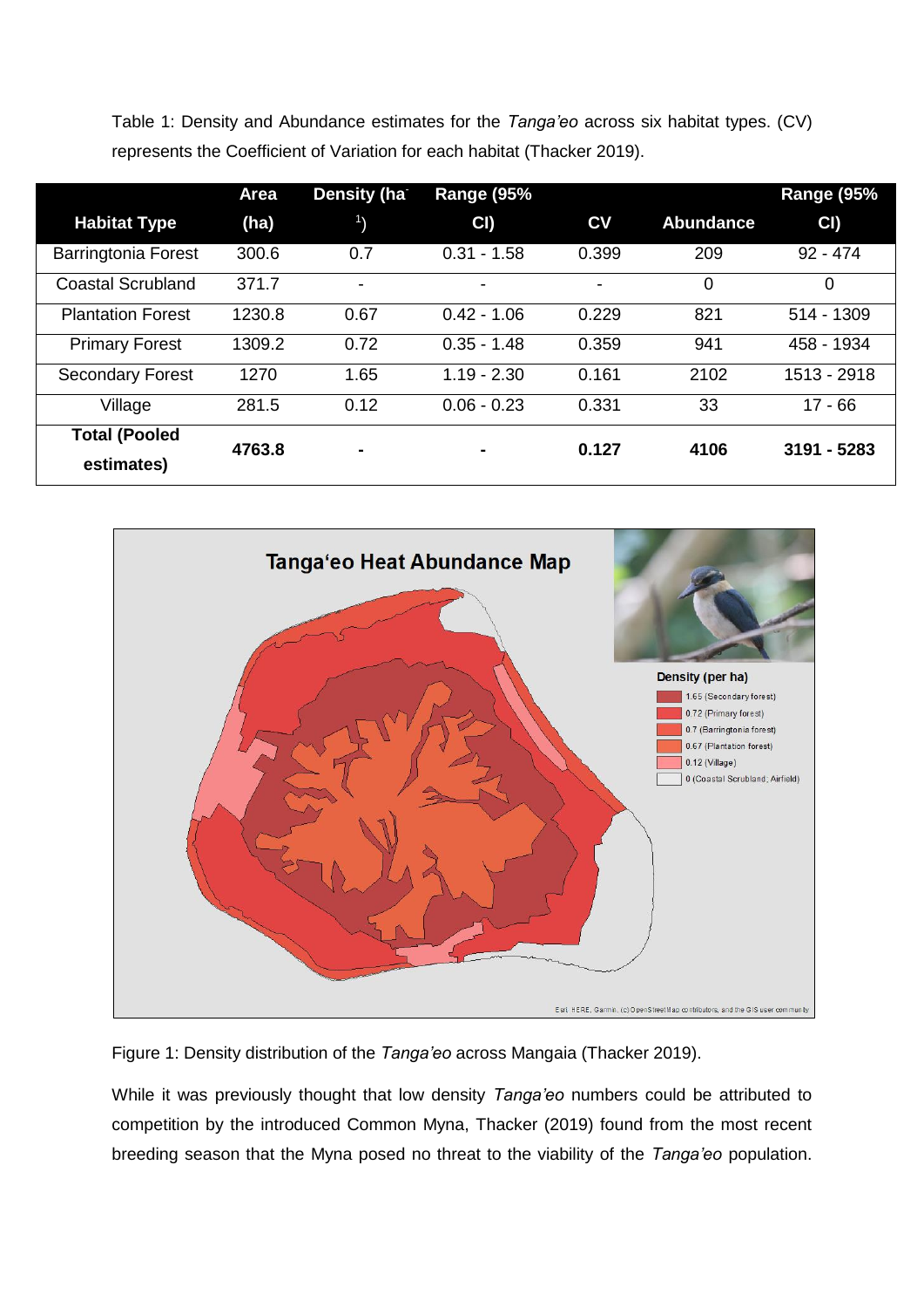Table 1: Density and Abundance estimates for the *Tanga'eo* across six habitat types. (CV) represents the Coefficient of Variation for each habitat (Thacker 2019).

| Habitat Type | Area (ha) | Density (ha$^{-1}$) | Range (95% CI) | CV | Abundance | Range (95% CI) |
|---|---|---|---|---|---|---|
| Barringtonia Forest | 300.6 | 0.7 | 0.31 - 1.58 | 0.399 | 209 | 92 - 474 |
| Coastal Scrubland | 371.7 | - | - | - | 0 | 0 |
| Plantation Forest | 1230.8 | 0.67 | 0.42 - 1.06 | 0.229 | 821 | 514 - 1309 |
| Primary Forest | 1309.2 | 0.72 | 0.35 - 1.48 | 0.359 | 941 | 458 - 1934 |
| Secondary Forest | 1270 | 1.65 | 1.19 - 2.30 | 0.161 | 2102 | 1513 - 2918 |
| Village | 281.5 | 0.12 | 0.06 - 0.23 | 0.331 | 33 | 17 - 66 |
| **Total (Pooled estimates)** | **4763.8** | **-** | **-** | **0.127** | **4106** | **3191 - 5283** |

Figure 1: Density distribution of the *Tanga'eo* across Mangaia (Thacker 2019).

While it was previously thought that low density *Tanga'eo* numbers could be attributed to competition by the introduced Common Myna, Thacker (2019) found from the most recent breeding season that the Myna posed no threat to the viability of the *Tanga'eo* population.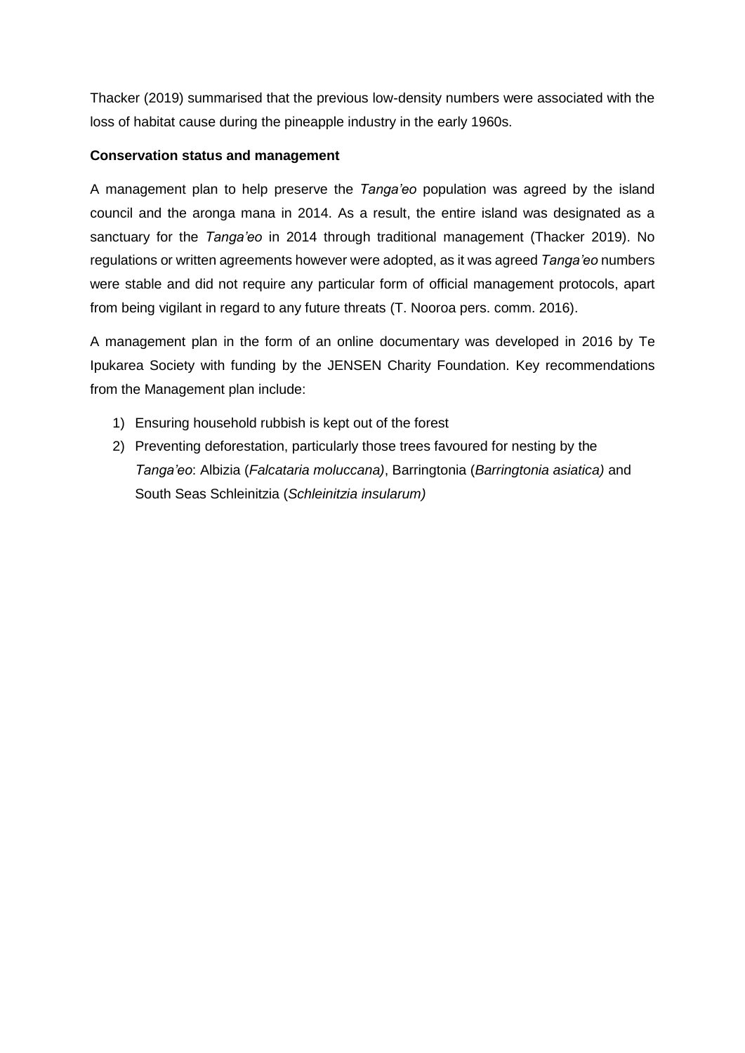Thacker (2019) summarised that the previous low-density numbers were associated with the loss of habitat cause during the pineapple industry in the early 1960s.

**Conservation status and management**

A management plan to help preserve the *Tanga'eo* population was agreed by the island council and the aronga mana in 2014. As a result, the entire island was designated as a sanctuary for the *Tanga'eo* in 2014 through traditional management (Thacker 2019). No regulations or written agreements however were adopted, as it was agreed *Tanga'eo* numbers were stable and did not require any particular form of official management protocols, apart from being vigilant in regard to any future threats (T. Nooroa pers. comm. 2016).

A management plan in the form of an online documentary was developed in 2016 by Te Ipukarea Society with funding by the JENSEN Charity Foundation. Key recommendations from the Management plan include:

1) Ensuring household rubbish is kept out of the forest
2) Preventing deforestation, particularly those trees favoured for nesting by the *Tanga'eo*: Albizia (*Falcataria moluccana)*, Barringtonia (*Barringtonia asiatica)* and South Seas Schleinitzia (*Schleinitzia insularum)*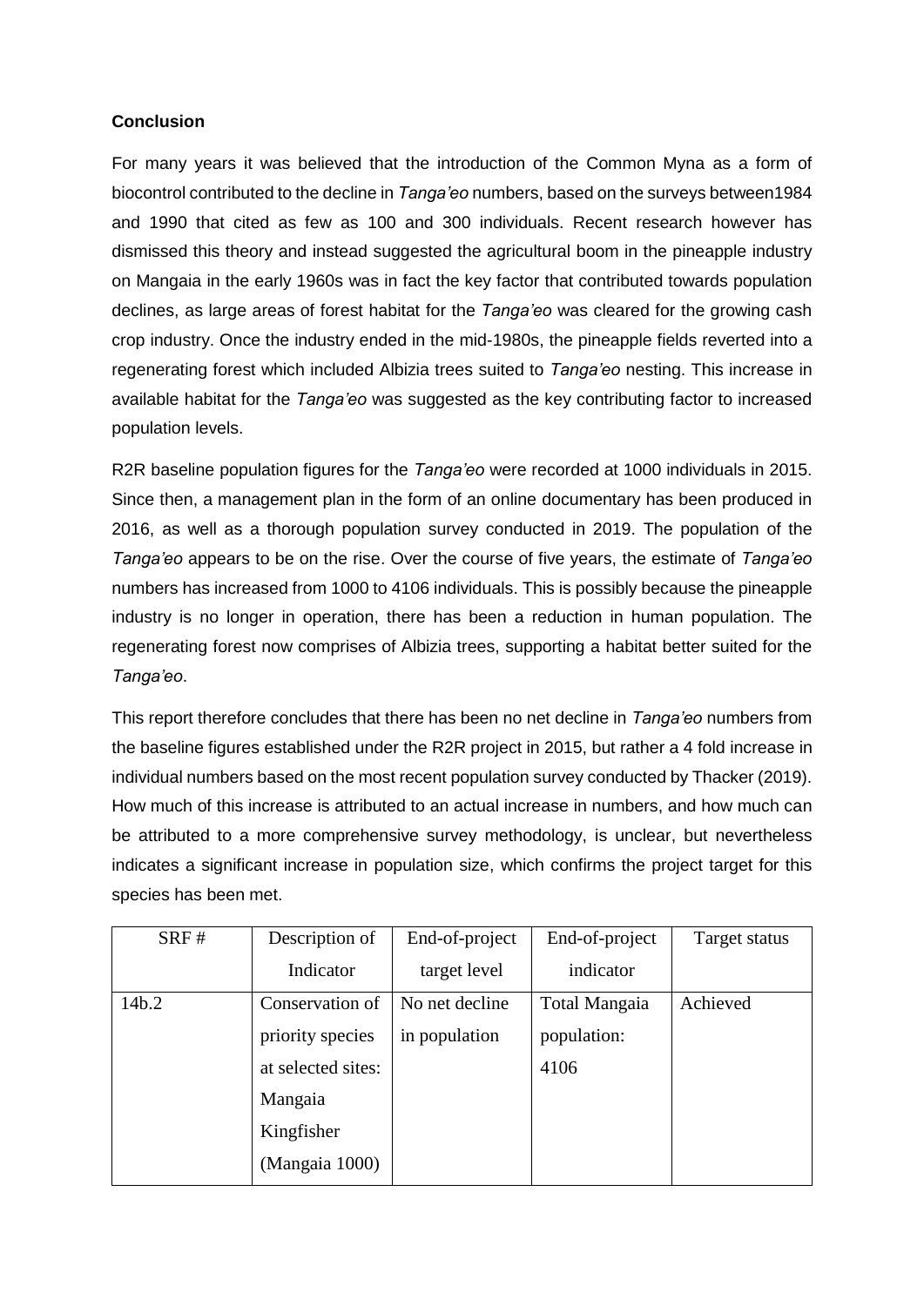**Conclusion**

For many years it was believed that the introduction of the Common Myna as a form of biocontrol contributed to the decline in *Tanga'eo* numbers, based on the surveys between1984 and 1990 that cited as few as 100 and 300 individuals. Recent research however has dismissed this theory and instead suggested the agricultural boom in the pineapple industry on Mangaia in the early 1960s was in fact the key factor that contributed towards population declines, as large areas of forest habitat for the *Tanga'eo* was cleared for the growing cash crop industry. Once the industry ended in the mid-1980s, the pineapple fields reverted into a regenerating forest which included Albizia trees suited to *Tanga'eo* nesting. This increase in available habitat for the *Tanga'eo* was suggested as the key contributing factor to increased population levels.

R2R baseline population figures for the *Tanga'eo* were recorded at 1000 individuals in 2015. Since then, a management plan in the form of an online documentary has been produced in 2016, as well as a thorough population survey conducted in 2019. The population of the *Tanga'eo* appears to be on the rise. Over the course of five years, the estimate of *Tanga'eo* numbers has increased from 1000 to 4106 individuals. This is possibly because the pineapple industry is no longer in operation, there has been a reduction in human population. The regenerating forest now comprises of Albizia trees, supporting a habitat better suited for the *Tanga'eo*.

This report therefore concludes that there has been no net decline in *Tanga'eo* numbers from the baseline figures established under the R2R project in 2015, but rather a 4 fold increase in individual numbers based on the most recent population survey conducted by Thacker (2019). How much of this increase is attributed to an actual increase in numbers, and how much can be attributed to a more comprehensive survey methodology, is unclear, but nevertheless indicates a significant increase in population size, which confirms the project target for this species has been met.

| SRF # | Description of Indicator | End-of-project target level | End-of-project indicator | Target status |
|---|---|---|---|---|
| 14b.2 | Conservation of priority species at selected sites: Mangaia Kingfisher (Mangaia 1000) | No net decline in population | Total Mangaia population: 4106 | Achieved |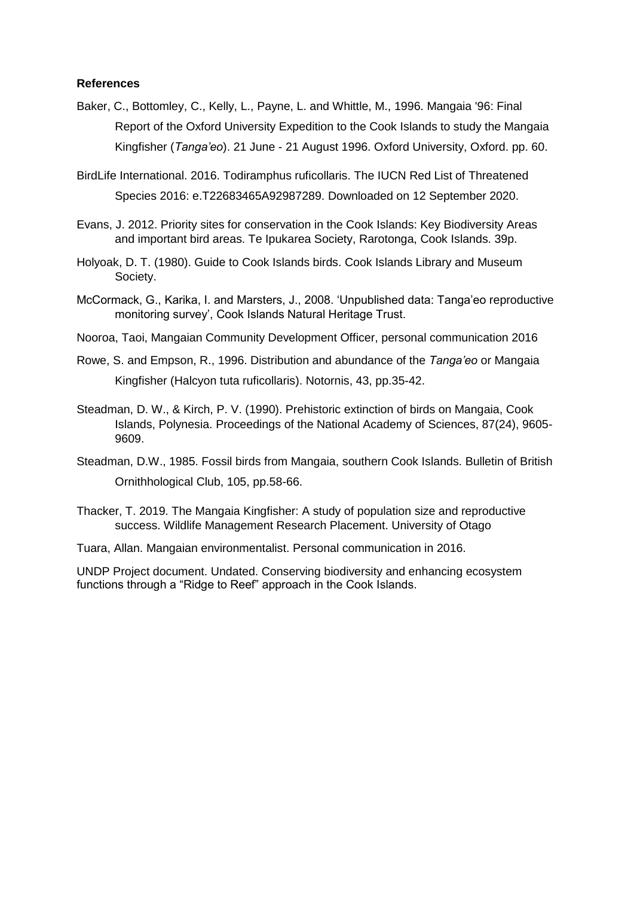**References**

Baker, C., Bottomley, C., Kelly, L., Payne, L. and Whittle, M., 1996. Mangaia '96: Final Report of the Oxford University Expedition to the Cook Islands to study the Mangaia Kingfisher (*Tanga'eo*). 21 June - 21 August 1996. Oxford University, Oxford. pp. 60.

BirdLife International. 2016. Todiramphus ruficollaris. The IUCN Red List of Threatened Species 2016: e.T22683465A92987289. Downloaded on 12 September 2020.

Evans, J. 2012. Priority sites for conservation in the Cook Islands: Key Biodiversity Areas and important bird areas. Te Ipukarea Society, Rarotonga, Cook Islands. 39p.

Holyoak, D. T. (1980). Guide to Cook Islands birds. Cook Islands Library and Museum Society.

McCormack, G., Karika, I. and Marsters, J., 2008. 'Unpublished data: Tanga'eo reproductive monitoring survey', Cook Islands Natural Heritage Trust.

Nooroa, Taoi, Mangaian Community Development Officer, personal communication 2016

Rowe, S. and Empson, R., 1996. Distribution and abundance of the *Tanga'eo* or Mangaia Kingfisher (Halcyon tuta ruficollaris). Notornis, 43, pp.35-42.

Steadman, D. W., & Kirch, P. V. (1990). Prehistoric extinction of birds on Mangaia, Cook Islands, Polynesia. Proceedings of the National Academy of Sciences, 87(24), 9605-9609.

Steadman, D.W., 1985. Fossil birds from Mangaia, southern Cook Islands. Bulletin of British Ornithhological Club, 105, pp.58-66.

Thacker, T. 2019. The Mangaia Kingfisher: A study of population size and reproductive success. Wildlife Management Research Placement. University of Otago

Tuara, Allan. Mangaian environmentalist. Personal communication in 2016.

UNDP Project document. Undated. Conserving biodiversity and enhancing ecosystem functions through a "Ridge to Reef" approach in the Cook Islands.